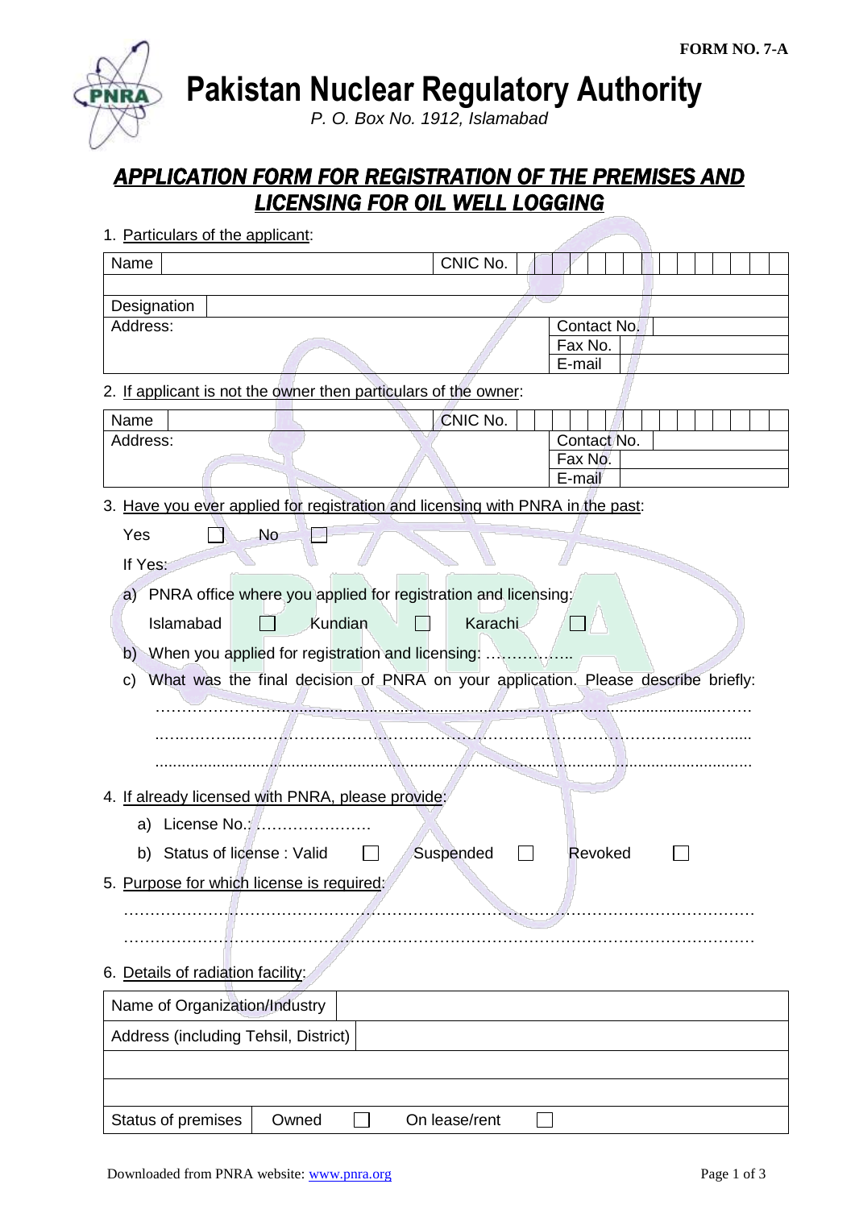FORM NO. 7-A

# Pakistan Nuclear Regulatory Authority

*P. O. Box No. 1912, Islamabad*

## APPLICATION FORM FOR REGISTRATION OF THE PREMISES AND LICENSING FOR OIL WELL LOGGING

1. Particulars of the applicant:

| Name | | CNIC No. | |
|---|---|---|---|
| | | | |
| Designation | | | |
| Address: | | Contact No. | |
| | | Fax No. | |
| | | E-mail | |

2. If applicant is not the owner then particulars of the owner:

| Name | | CNIC No. | |
|---|---|---|---|
| Address: | | Contact No. | |
| | | Fax No. | |
| | | E-mail | |

3. Have you ever applied for registration and licensing with PNRA in the past:

   Yes ☐ No ☐

   If Yes:

   a) PNRA office where you applied for registration and licensing:

      Islamabad ☐ Kundian ☐ Karachi ☐

   b) When you applied for registration and licensing: ……………..

   c) What was the final decision of PNRA on your application. Please describe briefly:

      ……………………………………………………………………………………………

      ……………………………………………………………………………………………

      ……………………………………………………………………………………………

4. If already licensed with PNRA, please provide:

   a) License No.: ………………….

   b) Status of license : Valid ☐ Suspended ☐ Revoked ☐

5. Purpose for which license is required:

   ……………………………………………………………………………………………

   ……………………………………………………………………………………………

6. Details of radiation facility:

| Name of Organization/Industry | |
|---|---|
| Address (including Tehsil, District) | |
| | |
| | |
| Status of premises | Owned ☐ On lease/rent ☐ |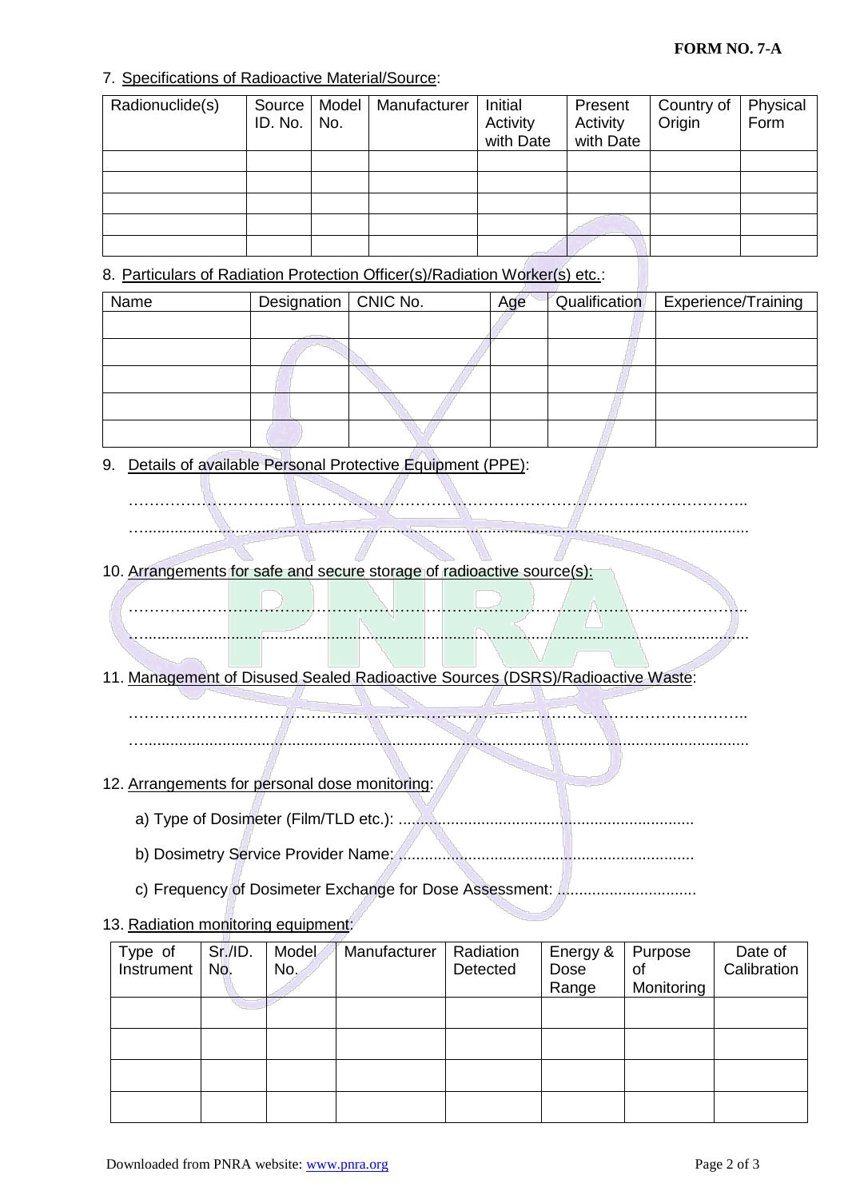**FORM NO. 7-A**

7. Specifications of Radioactive Material/Source:

| Radionuclide(s) | Source ID. No. | Model No. | Manufacturer | Initial Activity with Date | Present Activity with Date | Country of Origin | Physical Form |
|---|---|---|---|---|---|---|---|
| | | | | | | | |
| | | | | | | | |
| | | | | | | | |
| | | | | | | | |
| | | | | | | | |

8. Particulars of Radiation Protection Officer(s)/Radiation Worker(s) etc.:

| Name | Designation | CNIC No. | Age | Qualification | Experience/Training |
|---|---|---|---|---|---|
| | | | | | |
| | | | | | |
| | | | | | |
| | | | | | |
| | | | | | |

9. Details of available Personal Protective Equipment (PPE):

……………………………………………………………………………………………………..

…..........................................................................................................................................

10. Arrangements for safe and secure storage of radioactive source(s):

……………………………………………………………………………………………………..

…..........................................................................................................................................

11. Management of Disused Sealed Radioactive Sources (DSRS)/Radioactive Waste:

……………………………………………………………………………………………………..

…..........................................................................................................................................

12. Arrangements for personal dose monitoring:

a) Type of Dosimeter (Film/TLD etc.): ....................................................................

b) Dosimetry Service Provider Name: ....................................................................

c) Frequency of Dosimeter Exchange for Dose Assessment: ................................

13. Radiation monitoring equipment:

| Type of Instrument | Sr./ID. No. | Model No. | Manufacturer | Radiation Detected | Energy & Dose Range | Purpose of Monitoring | Date of Calibration |
|---|---|---|---|---|---|---|---|
| | | | | | | | |
| | | | | | | | |
| | | | | | | | |
| | | | | | | | |

Downloaded from PNRA website: www.pnra.org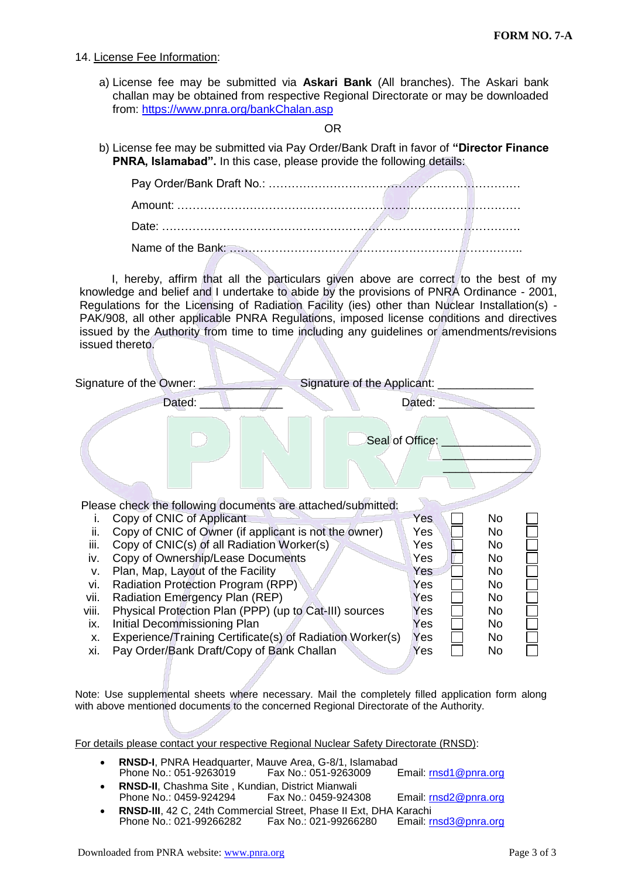FORM NO. 7-A

14. License Fee Information:

a) License fee may be submitted via **Askari Bank** (All branches). The Askari bank challan may be obtained from respective Regional Directorate or may be downloaded from: https://www.pnra.org/bankChalan.asp

OR

b) License fee may be submitted via Pay Order/Bank Draft in favor of **"Director Finance PNRA, Islamabad".** In this case, please provide the following details:

Pay Order/Bank Draft No.: …………………………………………………………

Amount: ……………………………………………………………………………

Date: ………………………………………………………………………………

Name of the Bank: …………………………………………………………………..

I, hereby, affirm that all the particulars given above are correct to the best of my knowledge and belief and I undertake to abide by the provisions of PNRA Ordinance - 2001, Regulations for the Licensing of Radiation Facility (ies) other than Nuclear Installation(s) - PAK/908, all other applicable PNRA Regulations, imposed license conditions and directives issued by the Authority from time to time including any guidelines or amendments/revisions issued thereto.

Signature of the Owner: _____________ Signature of the Applicant: _______________

Dated: _____________ Dated: _______________

Seal of Office: _____________
_____________
_____________

Please check the following documents are attached/submitted:

| | | | | | |
|---|---|---|---|---|---|
| i. | Copy of CNIC of Applicant | Yes | ☐ | No | ☐ |
| ii. | Copy of CNIC of Owner (if applicant is not the owner) | Yes | ☐ | No | ☐ |
| iii. | Copy of CNIC(s) of all Radiation Worker(s) | Yes | ☐ | No | ☐ |
| iv. | Copy of Ownership/Lease Documents | Yes | ☐ | No | ☐ |
| v. | Plan, Map, Layout of the Facility | Yes | ☐ | No | ☐ |
| vi. | Radiation Protection Program (RPP) | Yes | ☐ | No | ☐ |
| vii. | Radiation Emergency Plan (REP) | Yes | ☐ | No | ☐ |
| viii. | Physical Protection Plan (PPP) (up to Cat-III) sources | Yes | ☐ | No | ☐ |
| ix. | Initial Decommissioning Plan | Yes | ☐ | No | ☐ |
| x. | Experience/Training Certificate(s) of Radiation Worker(s) | Yes | ☐ | No | ☐ |
| xi. | Pay Order/Bank Draft/Copy of Bank Challan | Yes | ☐ | No | ☐ |

Note: Use supplemental sheets where necessary. Mail the completely filled application form along with above mentioned documents to the concerned Regional Directorate of the Authority.

For details please contact your respective Regional Nuclear Safety Directorate (RNSD):

- **RNSD-I**, PNRA Headquarter, Mauve Area, G-8/1, Islamabad
  Phone No.: 051-9263019 Fax No.: 051-9263009 Email: rnsd1@pnra.org
- **RNSD-II**, Chashma Site , Kundian, District Mianwali
  Phone No.: 0459-924294 Fax No.: 0459-924308 Email: rnsd2@pnra.org
- **RNSD-III**, 42 C, 24th Commercial Street, Phase II Ext, DHA Karachi
  Phone No.: 021-99266282 Fax No.: 021-99266280 Email: rnsd3@pnra.org